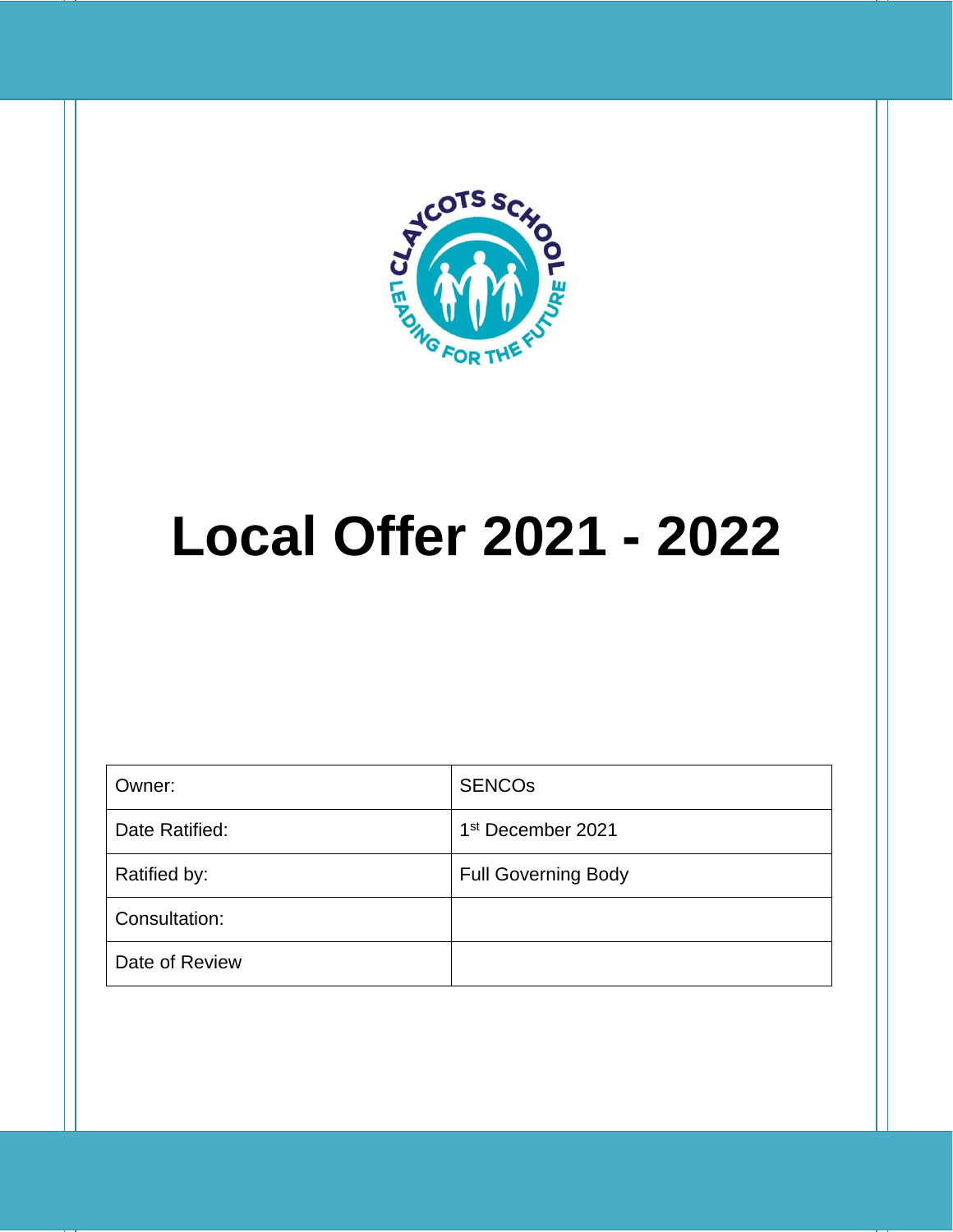# Local Offer 2021 - 2022

| Owner: | SENCOs |
|---|---|
| Date Ratified: | 1st December 2021 |
| Ratified by: | Full Governing Body |
| Consultation: | |
| Date of Review | |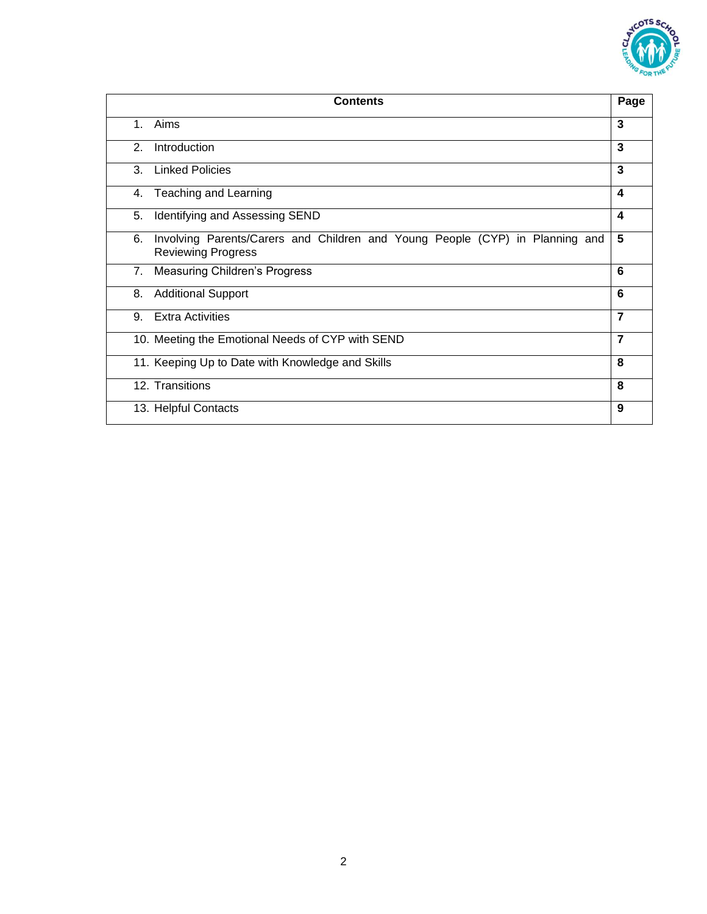| Contents | Page |
|---|---|
| 1. Aims | **3** |
| 2. Introduction | **3** |
| 3. Linked Policies | **3** |
| 4. Teaching and Learning | **4** |
| 5. Identifying and Assessing SEND | **4** |
| 6. Involving Parents/Carers and Children and Young People (CYP) in Planning and Reviewing Progress | **5** |
| 7. Measuring Children's Progress | **6** |
| 8. Additional Support | **6** |
| 9. Extra Activities | **7** |
| 10. Meeting the Emotional Needs of CYP with SEND | **7** |
| 11. Keeping Up to Date with Knowledge and Skills | **8** |
| 12. Transitions | **8** |
| 13. Helpful Contacts | **9** |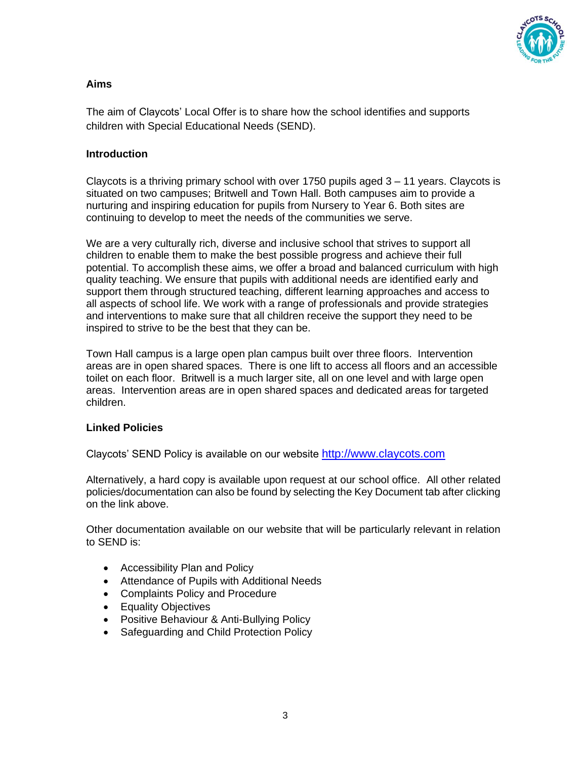**Aims**

The aim of Claycots' Local Offer is to share how the school identifies and supports children with Special Educational Needs (SEND).

**Introduction**

Claycots is a thriving primary school with over 1750 pupils aged 3 – 11 years. Claycots is situated on two campuses; Britwell and Town Hall. Both campuses aim to provide a nurturing and inspiring education for pupils from Nursery to Year 6. Both sites are continuing to develop to meet the needs of the communities we serve.

We are a very culturally rich, diverse and inclusive school that strives to support all children to enable them to make the best possible progress and achieve their full potential. To accomplish these aims, we offer a broad and balanced curriculum with high quality teaching. We ensure that pupils with additional needs are identified early and support them through structured teaching, different learning approaches and access to all aspects of school life. We work with a range of professionals and provide strategies and interventions to make sure that all children receive the support they need to be inspired to strive to be the best that they can be.

Town Hall campus is a large open plan campus built over three floors. Intervention areas are in open shared spaces. There is one lift to access all floors and an accessible toilet on each floor. Britwell is a much larger site, all on one level and with large open areas. Intervention areas are in open shared spaces and dedicated areas for targeted children.

**Linked Policies**

Claycots' SEND Policy is available on our website [http://www.claycots.com](http://www.claycots.com)

Alternatively, a hard copy is available upon request at our school office. All other related policies/documentation can also be found by selecting the Key Document tab after clicking on the link above.

Other documentation available on our website that will be particularly relevant in relation to SEND is:

- Accessibility Plan and Policy
- Attendance of Pupils with Additional Needs
- Complaints Policy and Procedure
- Equality Objectives
- Positive Behaviour & Anti-Bullying Policy
- Safeguarding and Child Protection Policy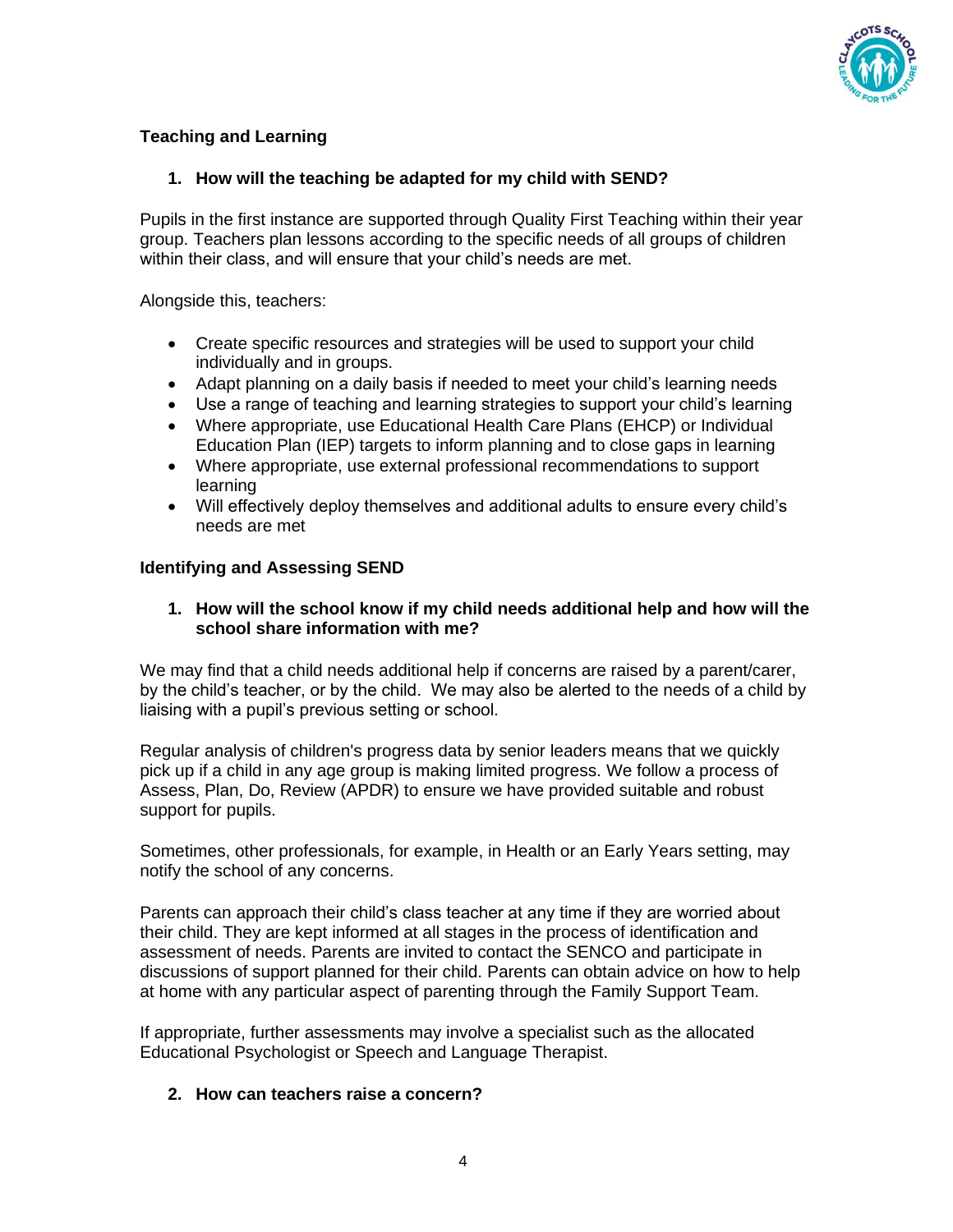## Teaching and Learning

### 1. How will the teaching be adapted for my child with SEND?

Pupils in the first instance are supported through Quality First Teaching within their year group. Teachers plan lessons according to the specific needs of all groups of children within their class, and will ensure that your child's needs are met.

Alongside this, teachers:

- Create specific resources and strategies will be used to support your child individually and in groups.
- Adapt planning on a daily basis if needed to meet your child's learning needs
- Use a range of teaching and learning strategies to support your child's learning
- Where appropriate, use Educational Health Care Plans (EHCP) or Individual Education Plan (IEP) targets to inform planning and to close gaps in learning
- Where appropriate, use external professional recommendations to support learning
- Will effectively deploy themselves and additional adults to ensure every child's needs are met

## Identifying and Assessing SEND

### 1. How will the school know if my child needs additional help and how will the school share information with me?

We may find that a child needs additional help if concerns are raised by a parent/carer, by the child's teacher, or by the child. We may also be alerted to the needs of a child by liaising with a pupil's previous setting or school.

Regular analysis of children's progress data by senior leaders means that we quickly pick up if a child in any age group is making limited progress. We follow a process of Assess, Plan, Do, Review (APDR) to ensure we have provided suitable and robust support for pupils.

Sometimes, other professionals, for example, in Health or an Early Years setting, may notify the school of any concerns.

Parents can approach their child's class teacher at any time if they are worried about their child. They are kept informed at all stages in the process of identification and assessment of needs. Parents are invited to contact the SENCO and participate in discussions of support planned for their child. Parents can obtain advice on how to help at home with any particular aspect of parenting through the Family Support Team.

If appropriate, further assessments may involve a specialist such as the allocated Educational Psychologist or Speech and Language Therapist.

### 2. How can teachers raise a concern?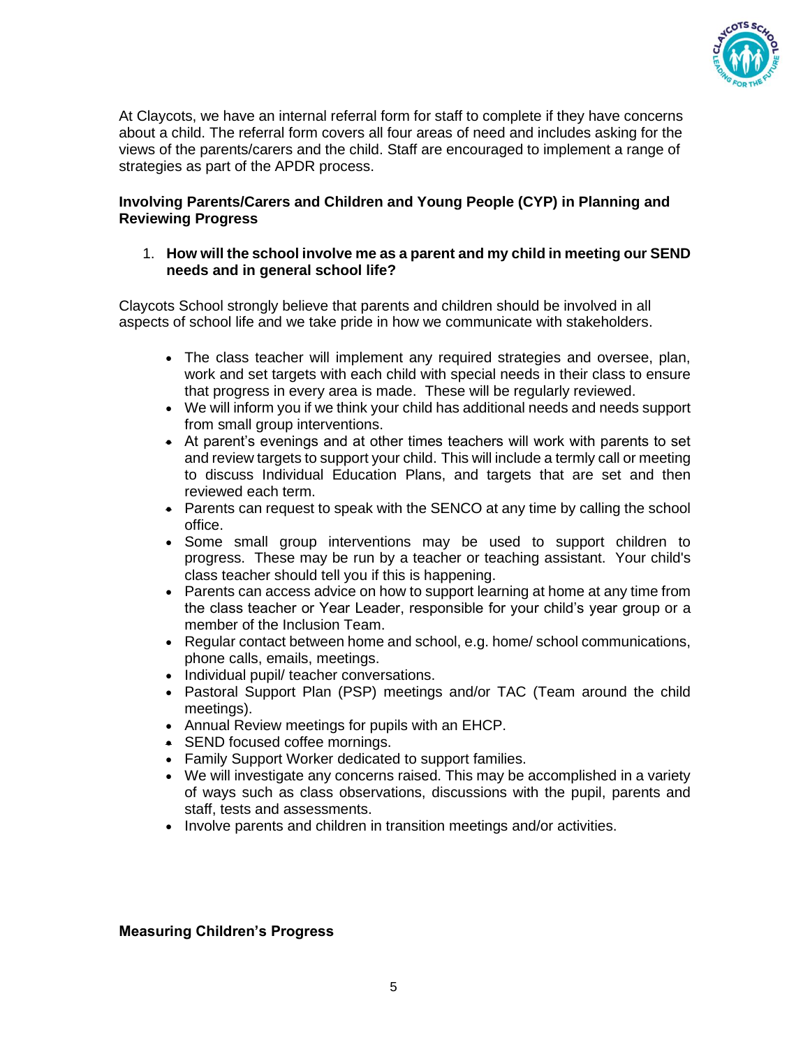At Claycots, we have an internal referral form for staff to complete if they have concerns about a child. The referral form covers all four areas of need and includes asking for the views of the parents/carers and the child. Staff are encouraged to implement a range of strategies as part of the APDR process.

**Involving Parents/Carers and Children and Young People (CYP) in Planning and Reviewing Progress**

1. **How will the school involve me as a parent and my child in meeting our SEND needs and in general school life?**

Claycots School strongly believe that parents and children should be involved in all aspects of school life and we take pride in how we communicate with stakeholders.

- The class teacher will implement any required strategies and oversee, plan, work and set targets with each child with special needs in their class to ensure that progress in every area is made. These will be regularly reviewed.
- We will inform you if we think your child has additional needs and needs support from small group interventions.
- At parent's evenings and at other times teachers will work with parents to set and review targets to support your child. This will include a termly call or meeting to discuss Individual Education Plans, and targets that are set and then reviewed each term.
- Parents can request to speak with the SENCO at any time by calling the school office.
- Some small group interventions may be used to support children to progress. These may be run by a teacher or teaching assistant. Your child's class teacher should tell you if this is happening.
- Parents can access advice on how to support learning at home at any time from the class teacher or Year Leader, responsible for your child's year group or a member of the Inclusion Team.
- Regular contact between home and school, e.g. home/ school communications, phone calls, emails, meetings.
- Individual pupil/ teacher conversations.
- Pastoral Support Plan (PSP) meetings and/or TAC (Team around the child meetings).
- Annual Review meetings for pupils with an EHCP.
- SEND focused coffee mornings.
- Family Support Worker dedicated to support families.
- We will investigate any concerns raised. This may be accomplished in a variety of ways such as class observations, discussions with the pupil, parents and staff, tests and assessments.
- Involve parents and children in transition meetings and/or activities.

**Measuring Children's Progress**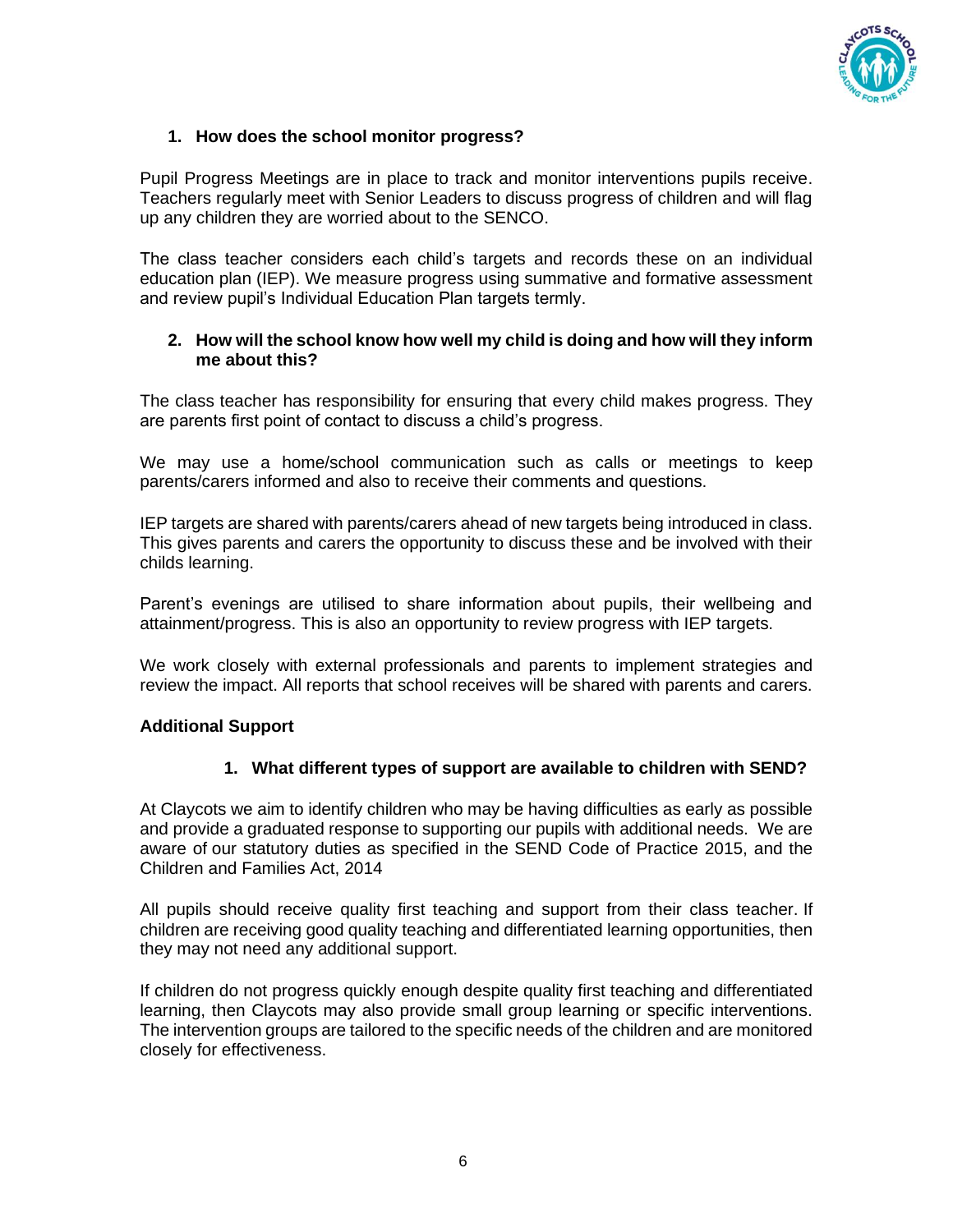### 1. How does the school monitor progress?

Pupil Progress Meetings are in place to track and monitor interventions pupils receive. Teachers regularly meet with Senior Leaders to discuss progress of children and will flag up any children they are worried about to the SENCO.

The class teacher considers each child's targets and records these on an individual education plan (IEP). We measure progress using summative and formative assessment and review pupil's Individual Education Plan targets termly.

### 2. How will the school know how well my child is doing and how will they inform me about this?

The class teacher has responsibility for ensuring that every child makes progress. They are parents first point of contact to discuss a child's progress.

We may use a home/school communication such as calls or meetings to keep parents/carers informed and also to receive their comments and questions.

IEP targets are shared with parents/carers ahead of new targets being introduced in class. This gives parents and carers the opportunity to discuss these and be involved with their childs learning.

Parent's evenings are utilised to share information about pupils, their wellbeing and attainment/progress. This is also an opportunity to review progress with IEP targets.

We work closely with external professionals and parents to implement strategies and review the impact. All reports that school receives will be shared with parents and carers.

## Additional Support

### 1. What different types of support are available to children with SEND?

At Claycots we aim to identify children who may be having difficulties as early as possible and provide a graduated response to supporting our pupils with additional needs. We are aware of our statutory duties as specified in the SEND Code of Practice 2015, and the Children and Families Act, 2014

All pupils should receive quality first teaching and support from their class teacher. If children are receiving good quality teaching and differentiated learning opportunities, then they may not need any additional support.

If children do not progress quickly enough despite quality first teaching and differentiated learning, then Claycots may also provide small group learning or specific interventions. The intervention groups are tailored to the specific needs of the children and are monitored closely for effectiveness.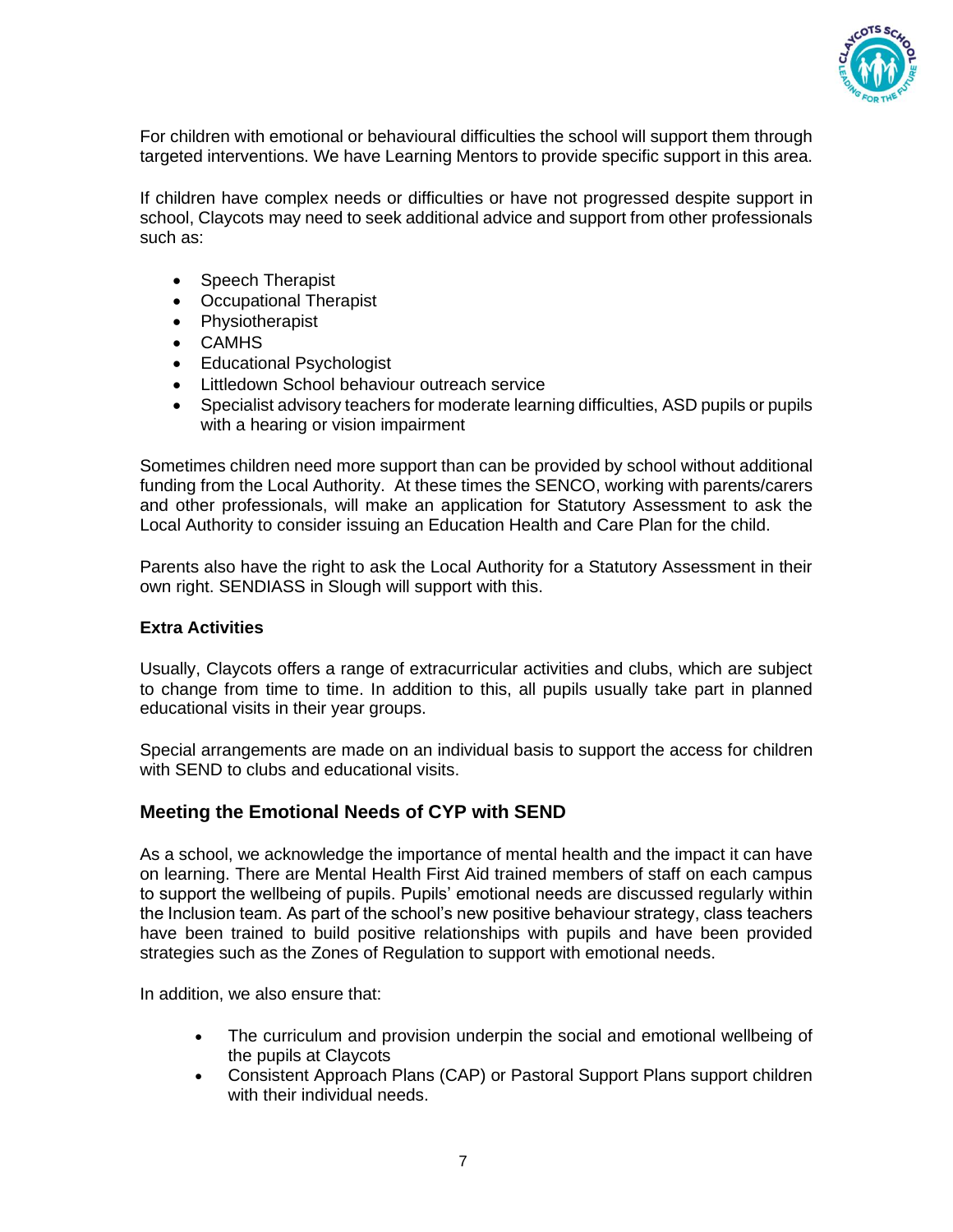For children with emotional or behavioural difficulties the school will support them through targeted interventions. We have Learning Mentors to provide specific support in this area.

If children have complex needs or difficulties or have not progressed despite support in school, Claycots may need to seek additional advice and support from other professionals such as:

- Speech Therapist
- Occupational Therapist
- Physiotherapist
- CAMHS
- Educational Psychologist
- Littledown School behaviour outreach service
- Specialist advisory teachers for moderate learning difficulties, ASD pupils or pupils with a hearing or vision impairment

Sometimes children need more support than can be provided by school without additional funding from the Local Authority. At these times the SENCO, working with parents/carers and other professionals, will make an application for Statutory Assessment to ask the Local Authority to consider issuing an Education Health and Care Plan for the child.

Parents also have the right to ask the Local Authority for a Statutory Assessment in their own right. SENDIASS in Slough will support with this.

**Extra Activities**

Usually, Claycots offers a range of extracurricular activities and clubs, which are subject to change from time to time. In addition to this, all pupils usually take part in planned educational visits in their year groups.

Special arrangements are made on an individual basis to support the access for children with SEND to clubs and educational visits.

## Meeting the Emotional Needs of CYP with SEND

As a school, we acknowledge the importance of mental health and the impact it can have on learning. There are Mental Health First Aid trained members of staff on each campus to support the wellbeing of pupils. Pupils' emotional needs are discussed regularly within the Inclusion team. As part of the school's new positive behaviour strategy, class teachers have been trained to build positive relationships with pupils and have been provided strategies such as the Zones of Regulation to support with emotional needs.

In addition, we also ensure that:

- The curriculum and provision underpin the social and emotional wellbeing of the pupils at Claycots
- Consistent Approach Plans (CAP) or Pastoral Support Plans support children with their individual needs.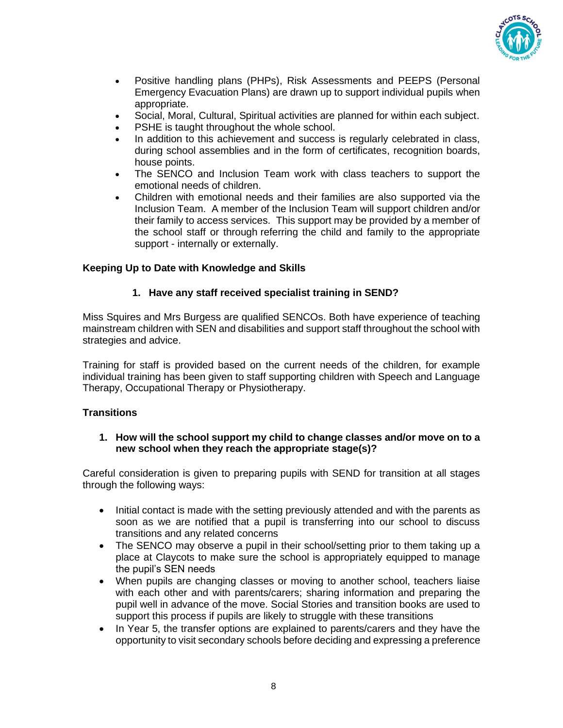- Positive handling plans (PHPs), Risk Assessments and PEEPS (Personal Emergency Evacuation Plans) are drawn up to support individual pupils when appropriate.
- Social, Moral, Cultural, Spiritual activities are planned for within each subject.
- PSHE is taught throughout the whole school.
- In addition to this achievement and success is regularly celebrated in class, during school assemblies and in the form of certificates, recognition boards, house points.
- The SENCO and Inclusion Team work with class teachers to support the emotional needs of children.
- Children with emotional needs and their families are also supported via the Inclusion Team. A member of the Inclusion Team will support children and/or their family to access services. This support may be provided by a member of the school staff or through referring the child and family to the appropriate support - internally or externally.

**Keeping Up to Date with Knowledge and Skills**

1. **Have any staff received specialist training in SEND?**

Miss Squires and Mrs Burgess are qualified SENCOs. Both have experience of teaching mainstream children with SEN and disabilities and support staff throughout the school with strategies and advice.

Training for staff is provided based on the current needs of the children, for example individual training has been given to staff supporting children with Speech and Language Therapy, Occupational Therapy or Physiotherapy.

**Transitions**

1. **How will the school support my child to change classes and/or move on to a new school when they reach the appropriate stage(s)?**

Careful consideration is given to preparing pupils with SEND for transition at all stages through the following ways:

- Initial contact is made with the setting previously attended and with the parents as soon as we are notified that a pupil is transferring into our school to discuss transitions and any related concerns
- The SENCO may observe a pupil in their school/setting prior to them taking up a place at Claycots to make sure the school is appropriately equipped to manage the pupil's SEN needs
- When pupils are changing classes or moving to another school, teachers liaise with each other and with parents/carers; sharing information and preparing the pupil well in advance of the move. Social Stories and transition books are used to support this process if pupils are likely to struggle with these transitions
- In Year 5, the transfer options are explained to parents/carers and they have the opportunity to visit secondary schools before deciding and expressing a preference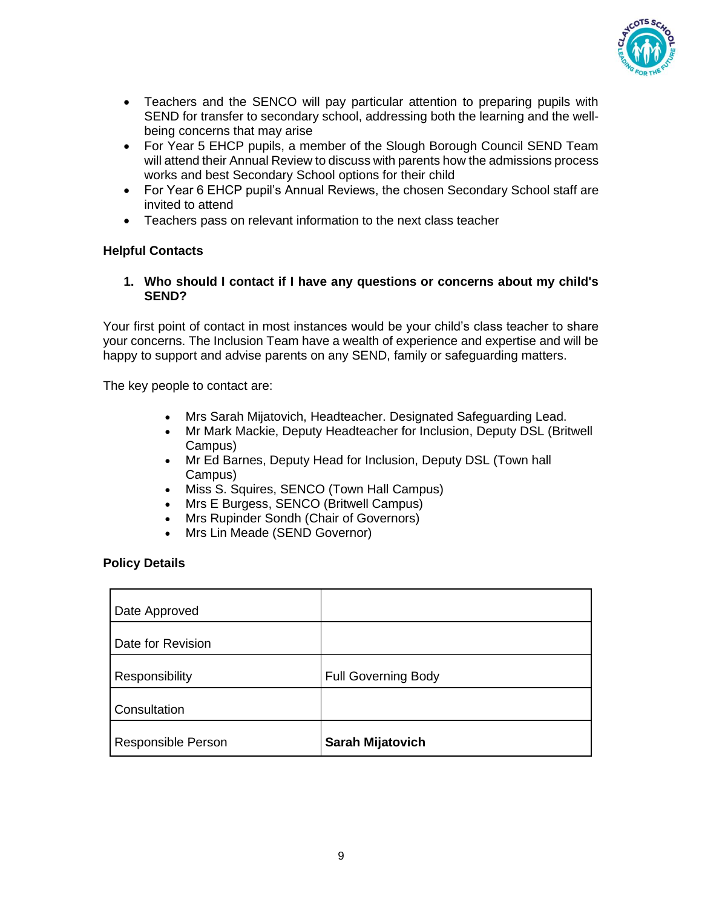- Teachers and the SENCO will pay particular attention to preparing pupils with SEND for transfer to secondary school, addressing both the learning and the well-being concerns that may arise
- For Year 5 EHCP pupils, a member of the Slough Borough Council SEND Team will attend their Annual Review to discuss with parents how the admissions process works and best Secondary School options for their child
- For Year 6 EHCP pupil's Annual Reviews, the chosen Secondary School staff are invited to attend
- Teachers pass on relevant information to the next class teacher

**Helpful Contacts**

1. **Who should I contact if I have any questions or concerns about my child's SEND?**

Your first point of contact in most instances would be your child's class teacher to share your concerns. The Inclusion Team have a wealth of experience and expertise and will be happy to support and advise parents on any SEND, family or safeguarding matters.

The key people to contact are:

- Mrs Sarah Mijatovich, Headteacher. Designated Safeguarding Lead.
- Mr Mark Mackie, Deputy Headteacher for Inclusion, Deputy DSL (Britwell Campus)
- Mr Ed Barnes, Deputy Head for Inclusion, Deputy DSL (Town hall Campus)
- Miss S. Squires, SENCO (Town Hall Campus)
- Mrs E Burgess, SENCO (Britwell Campus)
- Mrs Rupinder Sondh (Chair of Governors)
- Mrs Lin Meade (SEND Governor)

**Policy Details**

| | |
|---|---|
| Date Approved | |
| Date for Revision | |
| Responsibility | Full Governing Body |
| Consultation | |
| Responsible Person | **Sarah Mijatovich** |